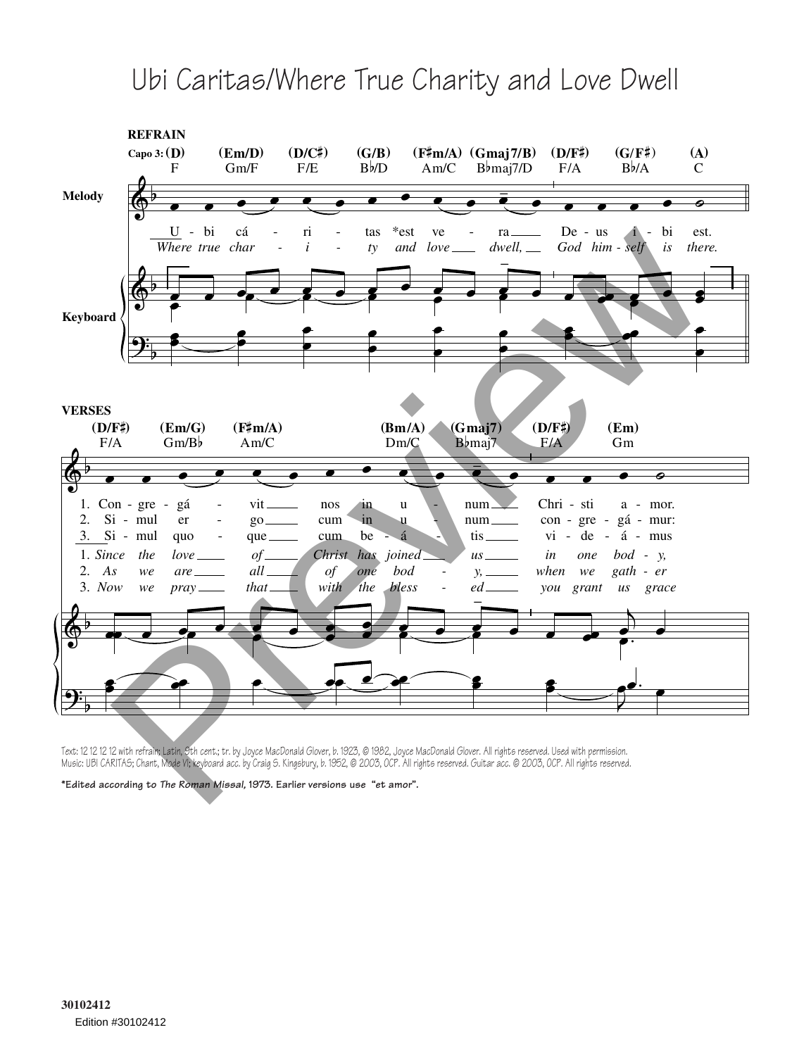# Ubi Caritas/Where True Charity and Love Dwell

**REFRAIN**

Capo 3: (D) (Em/D) (D/C♯) (G/B) (F♯m/A) (Gmaj7/B) (D/F♯) (G/F♯) (A)
F Gm/F F/E B♭/D Am/C B♭maj7/D F/A B♭/A C

U - bi cá - ri - tas *est ve - ra De - us i - bi est.
*Where true char - i - ty and love dwell, God him - self is there.*

**VERSES**

(D/F♯) (Em/G) (F♯m/A) (Bm/A) (Gmaj7) (D/F♯) (Em)
F/A Gm/B♭ Am/C Dm/C B♭maj7 F/A Gm

1. Con - gre - gá - vit nos in u - num Chri - sti a - mor.
2. Si - mul er - go cum in u - num con - gre - gá - mur:
3. Si - mul quo - que cum be - á - tis vi - de - á - mus

1. *Since the love of Christ has joined us in one bod - y,*
2. *As we are all of one bod - y, when we gath - er*
3. *Now we pray that with the bless - ed you grant us grace*

Text: 12 12 12 12 with refrain; Latin, 9th cent.; tr. by Joyce MacDonald Glover, b. 1923, © 1982, Joyce MacDonald Glover. All rights reserved. Used with permission.
Music: UBI CARITAS; Chant, Mode VI; keyboard acc. by Craig S. Kingsbury, b. 1952, © 2003, OCP. All rights reserved. Guitar acc. © 2003, OCP. All rights reserved.

**\*Edited according to *The Roman Missal*, 1973. Earlier versions use "et amor".**

30102412
Edition #30102412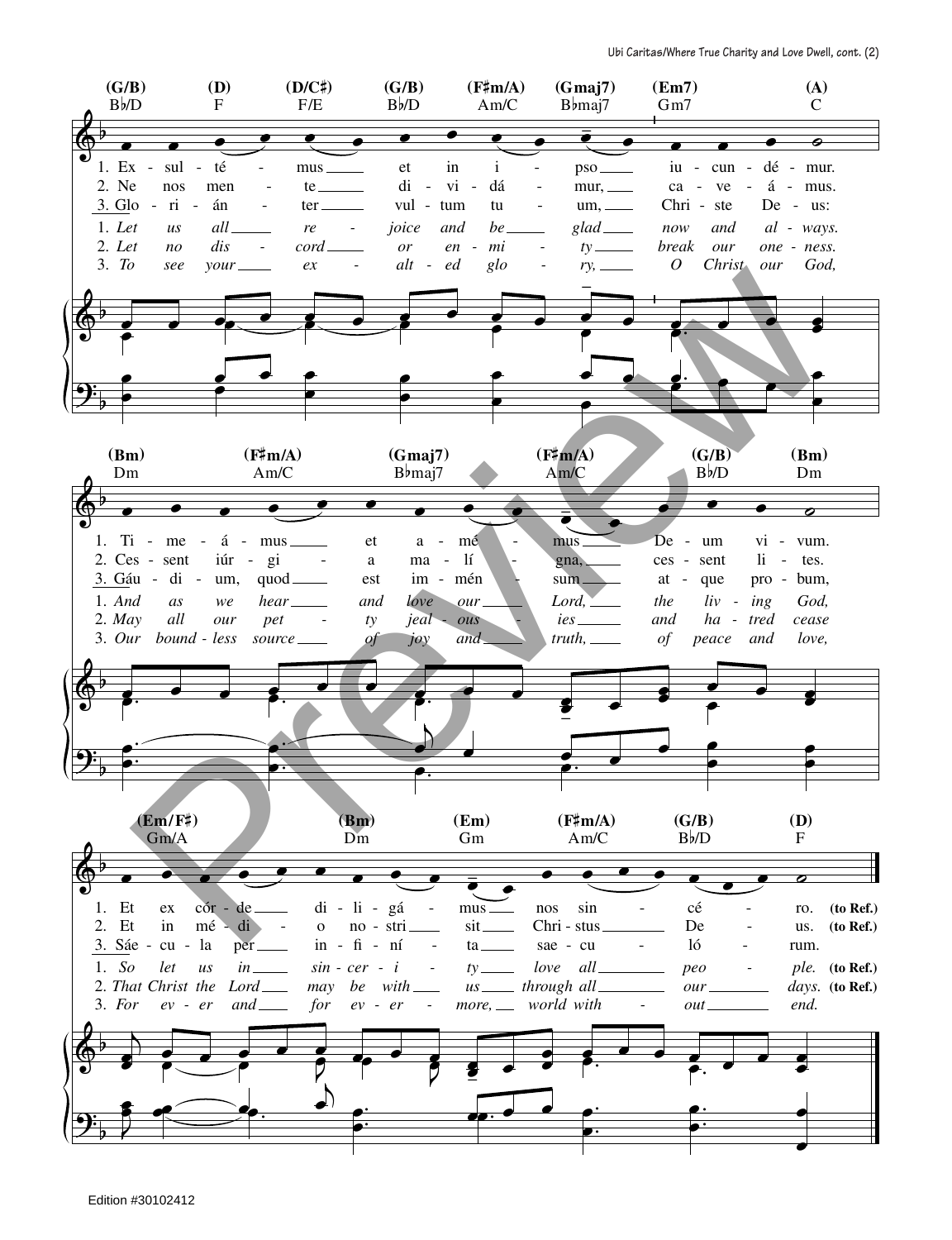1. Ex - sul - té - mus et in i - pso iu - cun - dé - mur.
2. Ne nos men - te di - vi - dá - mur, ca - ve - á - mus.
3. Glo - ri - án - ter vul - tum tu - um, Chri - ste De - us:

1. *Let us all re - joice and be glad now and al - ways.*
2. *Let no dis - cord or en - mi - ty break our one - ness.*
3. *To see your ex - alt - ed glo - ry, O Christ our God,*

1. Ti - me - á - mus et a - mé - mus De - um vi - vum.
2. Ces - sent iúr - gi - a ma - lí - gna, ces - sent li - tes.
3. Gáu - di - um, quod est im - mén - sum at - que pro - bum,

1. *And as we hear and love our Lord, the liv - ing God,*
2. *May all our pet - ty jeal - ous - ies and ha - tred cease*
3. *Our bound - less source of joy and truth, of peace and love,*

1. Et ex cór - de di - li - gá - mus nos sin - cé - ro. **(to Ref.)**
2. Et in mé - di - o no - stri sit Chri - stus De - us. **(to Ref.)**
3. Sáe - cu - la per in - fi - ní - ta sae - cu - ló - rum.

1. *So let us in sin - cer - i - ty love all peo - ple.* **(to Ref.)**
2. *That Christ the Lord may be with us through all our days.* **(to Ref.)**
3. *For ev - er and for ev - er - more, world with - out end.*

Edition #30102412